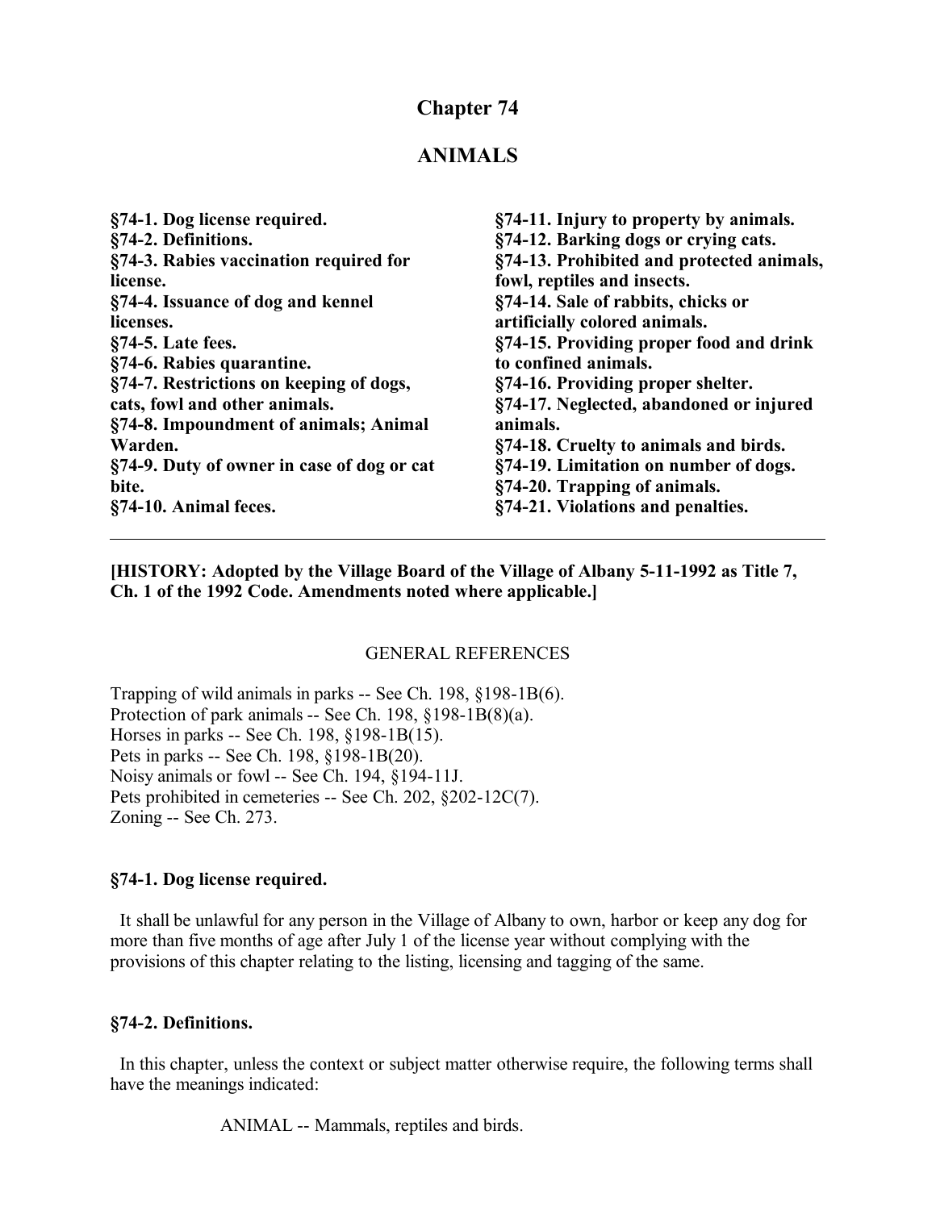# Chapter 74

# ANIMALS

**§74-1. Dog license required.**
**§74-2. Definitions.**
**§74-3. Rabies vaccination required for license.**
**§74-4. Issuance of dog and kennel licenses.**
**§74-5. Late fees.**
**§74-6. Rabies quarantine.**
**§74-7. Restrictions on keeping of dogs, cats, fowl and other animals.**
**§74-8. Impoundment of animals; Animal Warden.**
**§74-9. Duty of owner in case of dog or cat bite.**
**§74-10. Animal feces.**
**§74-11. Injury to property by animals.**
**§74-12. Barking dogs or crying cats.**
**§74-13. Prohibited and protected animals, fowl, reptiles and insects.**
**§74-14. Sale of rabbits, chicks or artificially colored animals.**
**§74-15. Providing proper food and drink to confined animals.**
**§74-16. Providing proper shelter.**
**§74-17. Neglected, abandoned or injured animals.**
**§74-18. Cruelty to animals and birds.**
**§74-19. Limitation on number of dogs.**
**§74-20. Trapping of animals.**
**§74-21. Violations and penalties.**

---

**[HISTORY: Adopted by the Village Board of the Village of Albany 5-11-1992 as Title 7, Ch. 1 of the 1992 Code. Amendments noted where applicable.]**

GENERAL REFERENCES

Trapping of wild animals in parks -- See Ch. 198, §198-1B(6).
Protection of park animals -- See Ch. 198, §198-1B(8)(a).
Horses in parks -- See Ch. 198, §198-1B(15).
Pets in parks -- See Ch. 198, §198-1B(20).
Noisy animals or fowl -- See Ch. 194, §194-11J.
Pets prohibited in cemeteries -- See Ch. 202, §202-12C(7).
Zoning -- See Ch. 273.

### §74-1. Dog license required.

It shall be unlawful for any person in the Village of Albany to own, harbor or keep any dog for more than five months of age after July 1 of the license year without complying with the provisions of this chapter relating to the listing, licensing and tagging of the same.

### §74-2. Definitions.

In this chapter, unless the context or subject matter otherwise require, the following terms shall have the meanings indicated:

ANIMAL -- Mammals, reptiles and birds.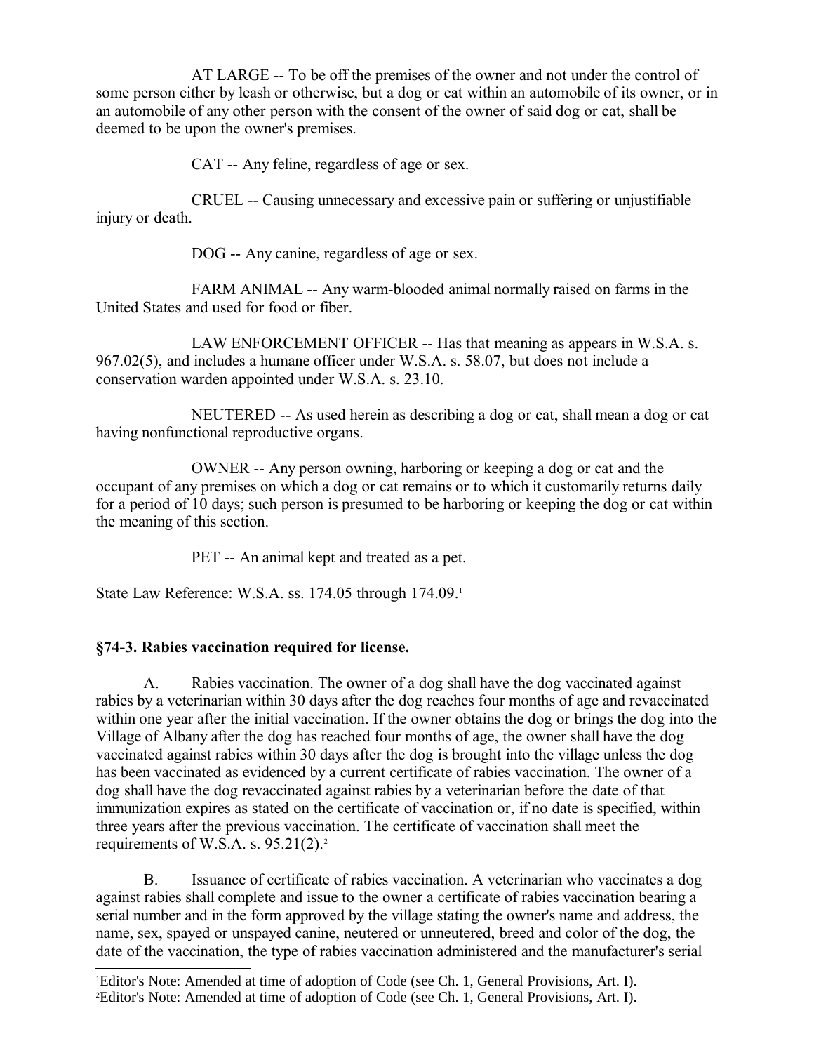AT LARGE -- To be off the premises of the owner and not under the control of some person either by leash or otherwise, but a dog or cat within an automobile of its owner, or in an automobile of any other person with the consent of the owner of said dog or cat, shall be deemed to be upon the owner's premises.

CAT -- Any feline, regardless of age or sex.

CRUEL -- Causing unnecessary and excessive pain or suffering or unjustifiable injury or death.

DOG -- Any canine, regardless of age or sex.

FARM ANIMAL -- Any warm-blooded animal normally raised on farms in the United States and used for food or fiber.

LAW ENFORCEMENT OFFICER -- Has that meaning as appears in W.S.A. s. 967.02(5), and includes a humane officer under W.S.A. s. 58.07, but does not include a conservation warden appointed under W.S.A. s. 23.10.

NEUTERED -- As used herein as describing a dog or cat, shall mean a dog or cat having nonfunctional reproductive organs.

OWNER -- Any person owning, harboring or keeping a dog or cat and the occupant of any premises on which a dog or cat remains or to which it customarily returns daily for a period of 10 days; such person is presumed to be harboring or keeping the dog or cat within the meaning of this section.

PET -- An animal kept and treated as a pet.

State Law Reference: W.S.A. ss. 174.05 through 174.09.[1]

### §74-3. Rabies vaccination required for license.

A. Rabies vaccination. The owner of a dog shall have the dog vaccinated against rabies by a veterinarian within 30 days after the dog reaches four months of age and revaccinated within one year after the initial vaccination. If the owner obtains the dog or brings the dog into the Village of Albany after the dog has reached four months of age, the owner shall have the dog vaccinated against rabies within 30 days after the dog is brought into the village unless the dog has been vaccinated as evidenced by a current certificate of rabies vaccination. The owner of a dog shall have the dog revaccinated against rabies by a veterinarian before the date of that immunization expires as stated on the certificate of vaccination or, if no date is specified, within three years after the previous vaccination. The certificate of vaccination shall meet the requirements of W.S.A. s. 95.21(2).[2]

B. Issuance of certificate of rabies vaccination. A veterinarian who vaccinates a dog against rabies shall complete and issue to the owner a certificate of rabies vaccination bearing a serial number and in the form approved by the village stating the owner's name and address, the name, sex, spayed or unspayed canine, neutered or unneutered, breed and color of the dog, the date of the vaccination, the type of rabies vaccination administered and the manufacturer's serial

[1] Editor's Note: Amended at time of adoption of Code (see Ch. 1, General Provisions, Art. I).
[2] Editor's Note: Amended at time of adoption of Code (see Ch. 1, General Provisions, Art. I).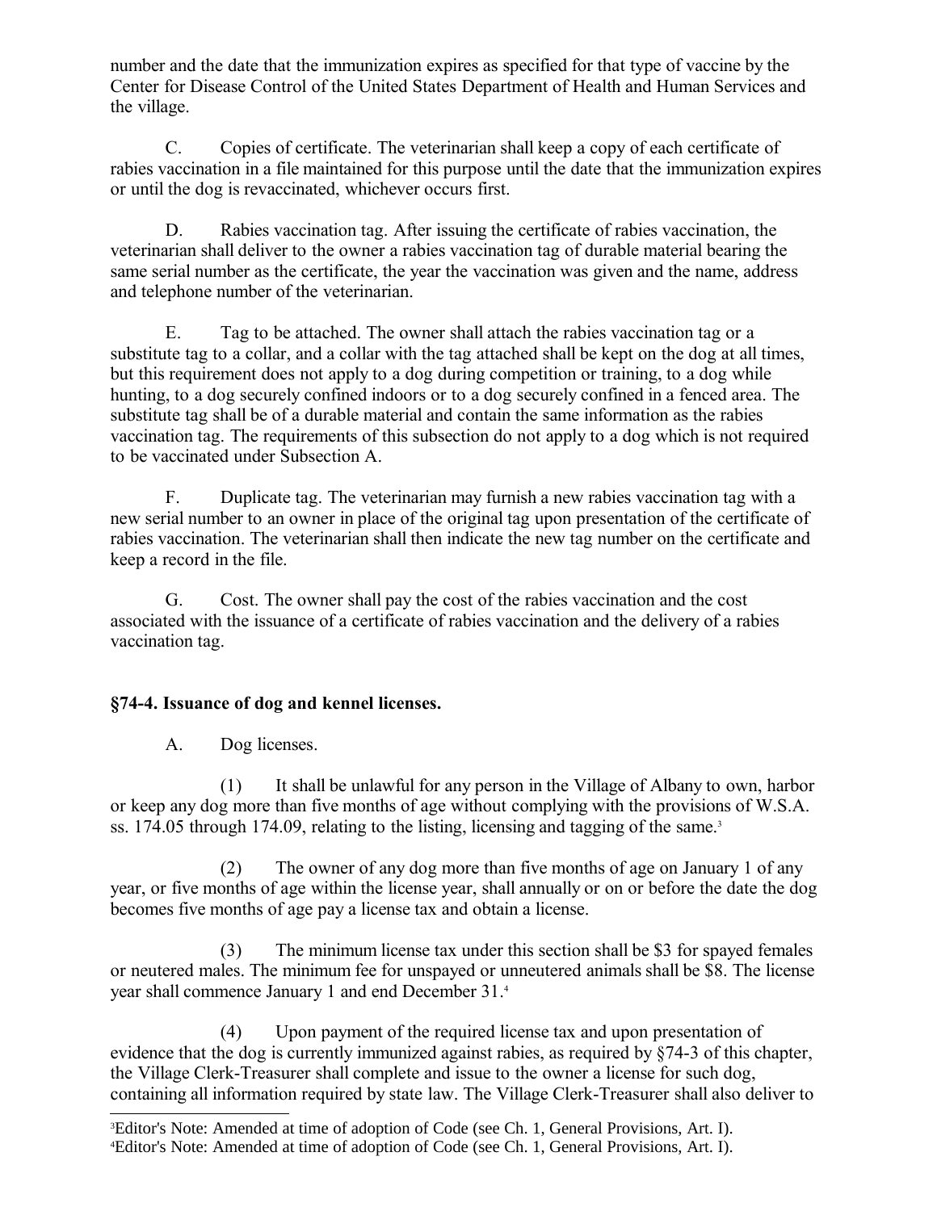number and the date that the immunization expires as specified for that type of vaccine by the Center for Disease Control of the United States Department of Health and Human Services and the village.

C. Copies of certificate. The veterinarian shall keep a copy of each certificate of rabies vaccination in a file maintained for this purpose until the date that the immunization expires or until the dog is revaccinated, whichever occurs first.

D. Rabies vaccination tag. After issuing the certificate of rabies vaccination, the veterinarian shall deliver to the owner a rabies vaccination tag of durable material bearing the same serial number as the certificate, the year the vaccination was given and the name, address and telephone number of the veterinarian.

E. Tag to be attached. The owner shall attach the rabies vaccination tag or a substitute tag to a collar, and a collar with the tag attached shall be kept on the dog at all times, but this requirement does not apply to a dog during competition or training, to a dog while hunting, to a dog securely confined indoors or to a dog securely confined in a fenced area. The substitute tag shall be of a durable material and contain the same information as the rabies vaccination tag. The requirements of this subsection do not apply to a dog which is not required to be vaccinated under Subsection A.

F. Duplicate tag. The veterinarian may furnish a new rabies vaccination tag with a new serial number to an owner in place of the original tag upon presentation of the certificate of rabies vaccination. The veterinarian shall then indicate the new tag number on the certificate and keep a record in the file.

G. Cost. The owner shall pay the cost of the rabies vaccination and the cost associated with the issuance of a certificate of rabies vaccination and the delivery of a rabies vaccination tag.

### §74-4. Issuance of dog and kennel licenses.

A. Dog licenses.

(1) It shall be unlawful for any person in the Village of Albany to own, harbor or keep any dog more than five months of age without complying with the provisions of W.S.A. ss. 174.05 through 174.09, relating to the listing, licensing and tagging of the same.[3]

(2) The owner of any dog more than five months of age on January 1 of any year, or five months of age within the license year, shall annually or on or before the date the dog becomes five months of age pay a license tax and obtain a license.

(3) The minimum license tax under this section shall be $3 for spayed females or neutered males. The minimum fee for unspayed or unneutered animals shall be $8. The license year shall commence January 1 and end December 31.[4]

(4) Upon payment of the required license tax and upon presentation of evidence that the dog is currently immunized against rabies, as required by §74-3 of this chapter, the Village Clerk-Treasurer shall complete and issue to the owner a license for such dog, containing all information required by state law. The Village Clerk-Treasurer shall also deliver to

[3] Editor's Note: Amended at time of adoption of Code (see Ch. 1, General Provisions, Art. I).
[4] Editor's Note: Amended at time of adoption of Code (see Ch. 1, General Provisions, Art. I).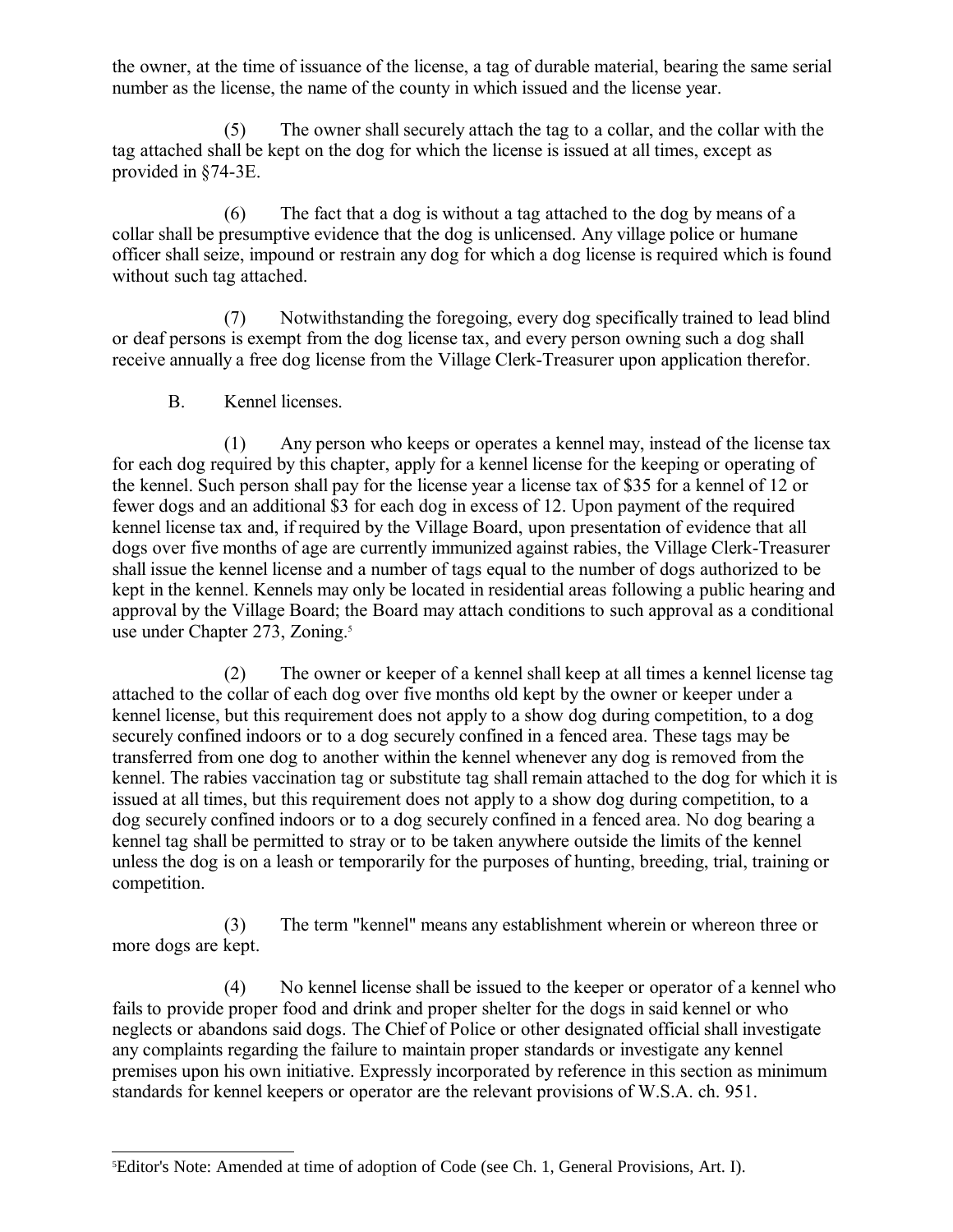the owner, at the time of issuance of the license, a tag of durable material, bearing the same serial number as the license, the name of the county in which issued and the license year.

(5) The owner shall securely attach the tag to a collar, and the collar with the tag attached shall be kept on the dog for which the license is issued at all times, except as provided in §74-3E.

(6) The fact that a dog is without a tag attached to the dog by means of a collar shall be presumptive evidence that the dog is unlicensed. Any village police or humane officer shall seize, impound or restrain any dog for which a dog license is required which is found without such tag attached.

(7) Notwithstanding the foregoing, every dog specifically trained to lead blind or deaf persons is exempt from the dog license tax, and every person owning such a dog shall receive annually a free dog license from the Village Clerk-Treasurer upon application therefor.

B. Kennel licenses.

(1) Any person who keeps or operates a kennel may, instead of the license tax for each dog required by this chapter, apply for a kennel license for the keeping or operating of the kennel. Such person shall pay for the license year a license tax of $35 for a kennel of 12 or fewer dogs and an additional $3 for each dog in excess of 12. Upon payment of the required kennel license tax and, if required by the Village Board, upon presentation of evidence that all dogs over five months of age are currently immunized against rabies, the Village Clerk-Treasurer shall issue the kennel license and a number of tags equal to the number of dogs authorized to be kept in the kennel. Kennels may only be located in residential areas following a public hearing and approval by the Village Board; the Board may attach conditions to such approval as a conditional use under Chapter 273, Zoning.[5]

(2) The owner or keeper of a kennel shall keep at all times a kennel license tag attached to the collar of each dog over five months old kept by the owner or keeper under a kennel license, but this requirement does not apply to a show dog during competition, to a dog securely confined indoors or to a dog securely confined in a fenced area. These tags may be transferred from one dog to another within the kennel whenever any dog is removed from the kennel. The rabies vaccination tag or substitute tag shall remain attached to the dog for which it is issued at all times, but this requirement does not apply to a show dog during competition, to a dog securely confined indoors or to a dog securely confined in a fenced area. No dog bearing a kennel tag shall be permitted to stray or to be taken anywhere outside the limits of the kennel unless the dog is on a leash or temporarily for the purposes of hunting, breeding, trial, training or competition.

(3) The term "kennel" means any establishment wherein or whereon three or more dogs are kept.

(4) No kennel license shall be issued to the keeper or operator of a kennel who fails to provide proper food and drink and proper shelter for the dogs in said kennel or who neglects or abandons said dogs. The Chief of Police or other designated official shall investigate any complaints regarding the failure to maintain proper standards or investigate any kennel premises upon his own initiative. Expressly incorporated by reference in this section as minimum standards for kennel keepers or operator are the relevant provisions of W.S.A. ch. 951.

---

[5] Editor's Note: Amended at time of adoption of Code (see Ch. 1, General Provisions, Art. I).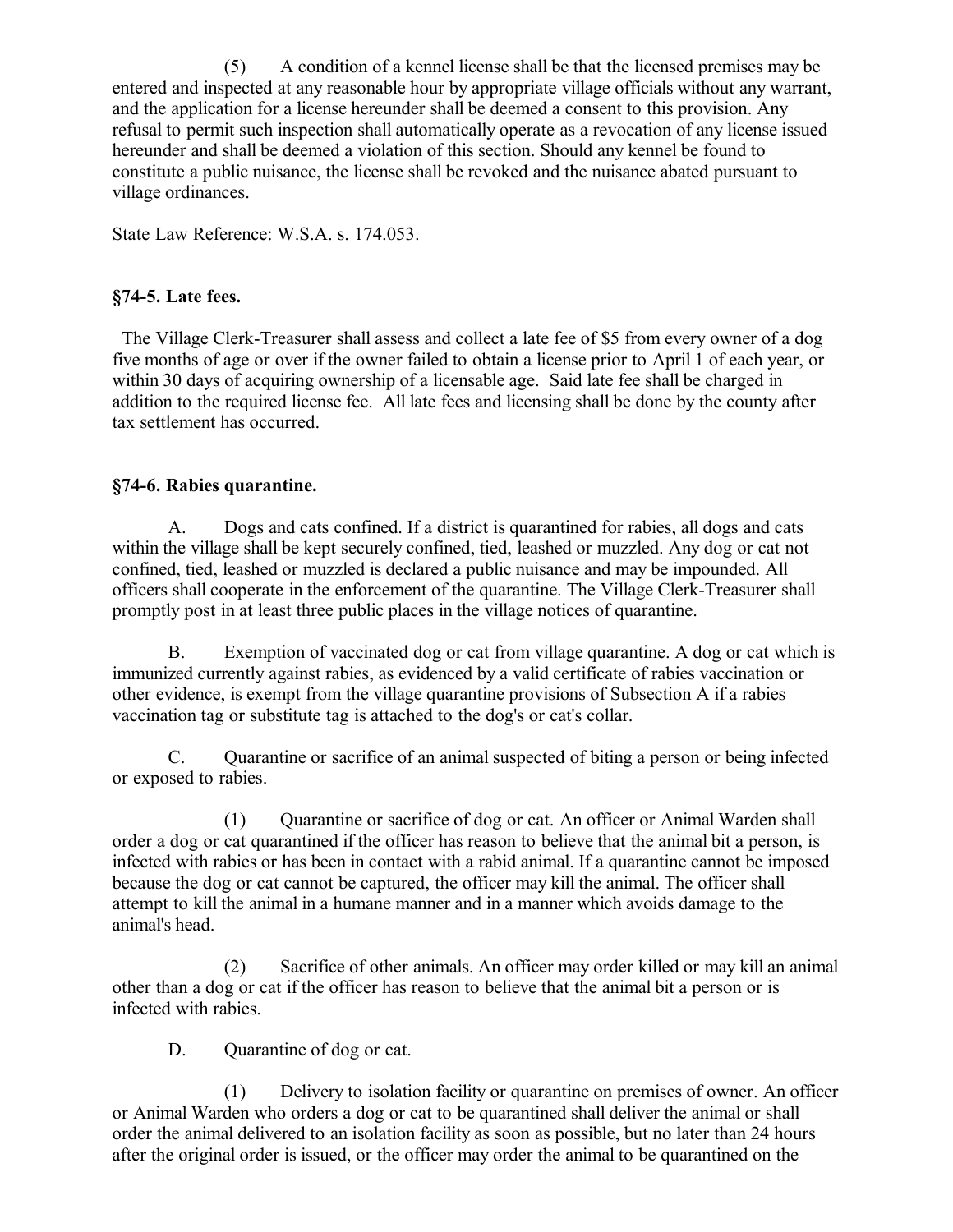(5) A condition of a kennel license shall be that the licensed premises may be entered and inspected at any reasonable hour by appropriate village officials without any warrant, and the application for a license hereunder shall be deemed a consent to this provision. Any refusal to permit such inspection shall automatically operate as a revocation of any license issued hereunder and shall be deemed a violation of this section. Should any kennel be found to constitute a public nuisance, the license shall be revoked and the nuisance abated pursuant to village ordinances.

State Law Reference: W.S.A. s. 174.053.

**§74-5. Late fees.**

The Village Clerk-Treasurer shall assess and collect a late fee of $5 from every owner of a dog five months of age or over if the owner failed to obtain a license prior to April 1 of each year, or within 30 days of acquiring ownership of a licensable age. Said late fee shall be charged in addition to the required license fee. All late fees and licensing shall be done by the county after tax settlement has occurred.

**§74-6. Rabies quarantine.**

A. Dogs and cats confined. If a district is quarantined for rabies, all dogs and cats within the village shall be kept securely confined, tied, leashed or muzzled. Any dog or cat not confined, tied, leashed or muzzled is declared a public nuisance and may be impounded. All officers shall cooperate in the enforcement of the quarantine. The Village Clerk-Treasurer shall promptly post in at least three public places in the village notices of quarantine.

B. Exemption of vaccinated dog or cat from village quarantine. A dog or cat which is immunized currently against rabies, as evidenced by a valid certificate of rabies vaccination or other evidence, is exempt from the village quarantine provisions of Subsection A if a rabies vaccination tag or substitute tag is attached to the dog's or cat's collar.

C. Quarantine or sacrifice of an animal suspected of biting a person or being infected or exposed to rabies.

(1) Quarantine or sacrifice of dog or cat. An officer or Animal Warden shall order a dog or cat quarantined if the officer has reason to believe that the animal bit a person, is infected with rabies or has been in contact with a rabid animal. If a quarantine cannot be imposed because the dog or cat cannot be captured, the officer may kill the animal. The officer shall attempt to kill the animal in a humane manner and in a manner which avoids damage to the animal's head.

(2) Sacrifice of other animals. An officer may order killed or may kill an animal other than a dog or cat if the officer has reason to believe that the animal bit a person or is infected with rabies.

D. Quarantine of dog or cat.

(1) Delivery to isolation facility or quarantine on premises of owner. An officer or Animal Warden who orders a dog or cat to be quarantined shall deliver the animal or shall order the animal delivered to an isolation facility as soon as possible, but no later than 24 hours after the original order is issued, or the officer may order the animal to be quarantined on the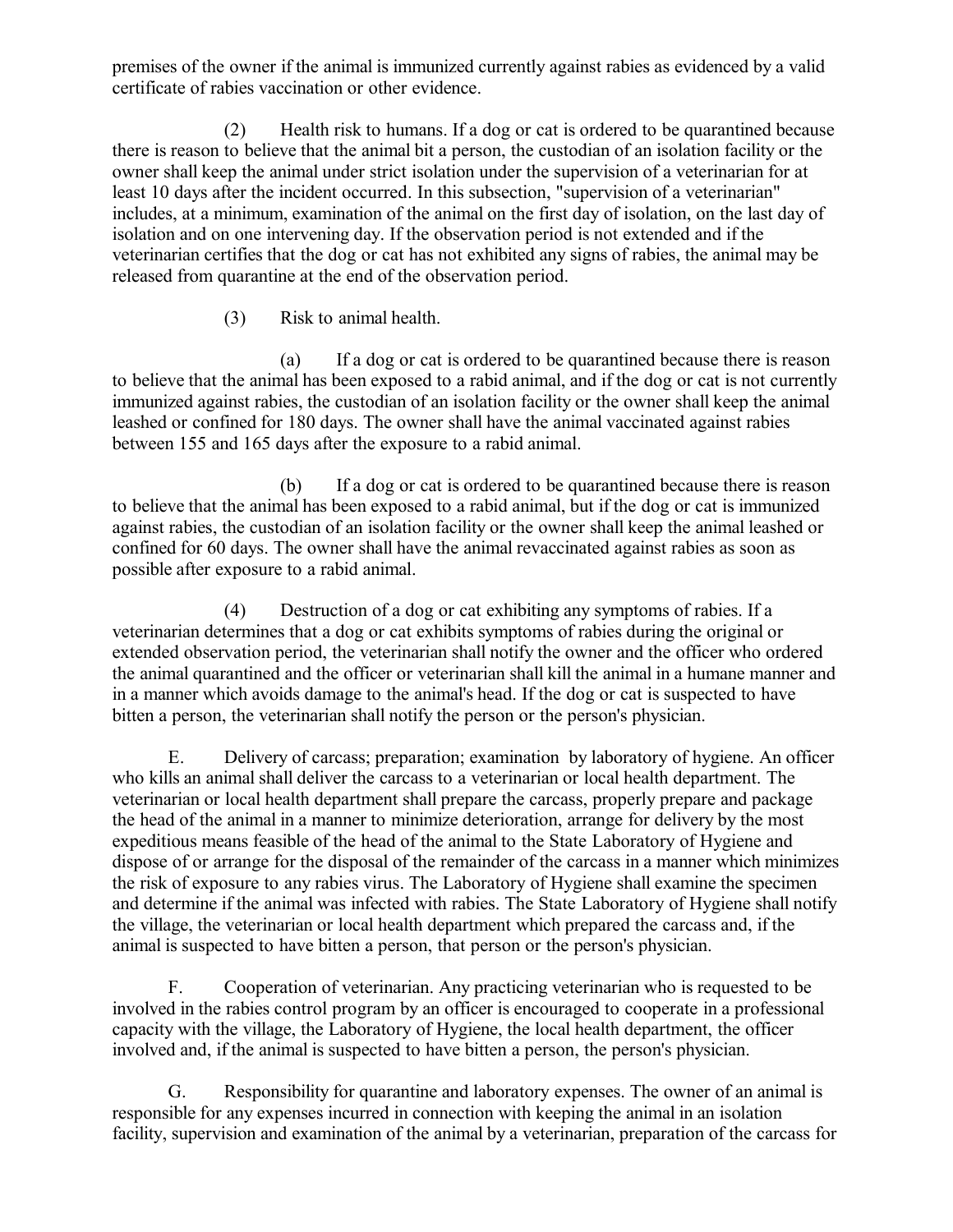premises of the owner if the animal is immunized currently against rabies as evidenced by a valid certificate of rabies vaccination or other evidence.

(2) Health risk to humans. If a dog or cat is ordered to be quarantined because there is reason to believe that the animal bit a person, the custodian of an isolation facility or the owner shall keep the animal under strict isolation under the supervision of a veterinarian for at least 10 days after the incident occurred. In this subsection, "supervision of a veterinarian" includes, at a minimum, examination of the animal on the first day of isolation, on the last day of isolation and on one intervening day. If the observation period is not extended and if the veterinarian certifies that the dog or cat has not exhibited any signs of rabies, the animal may be released from quarantine at the end of the observation period.

(3) Risk to animal health.

(a) If a dog or cat is ordered to be quarantined because there is reason to believe that the animal has been exposed to a rabid animal, and if the dog or cat is not currently immunized against rabies, the custodian of an isolation facility or the owner shall keep the animal leashed or confined for 180 days. The owner shall have the animal vaccinated against rabies between 155 and 165 days after the exposure to a rabid animal.

(b) If a dog or cat is ordered to be quarantined because there is reason to believe that the animal has been exposed to a rabid animal, but if the dog or cat is immunized against rabies, the custodian of an isolation facility or the owner shall keep the animal leashed or confined for 60 days. The owner shall have the animal revaccinated against rabies as soon as possible after exposure to a rabid animal.

(4) Destruction of a dog or cat exhibiting any symptoms of rabies. If a veterinarian determines that a dog or cat exhibits symptoms of rabies during the original or extended observation period, the veterinarian shall notify the owner and the officer who ordered the animal quarantined and the officer or veterinarian shall kill the animal in a humane manner and in a manner which avoids damage to the animal's head. If the dog or cat is suspected to have bitten a person, the veterinarian shall notify the person or the person's physician.

E. Delivery of carcass; preparation; examination by laboratory of hygiene. An officer who kills an animal shall deliver the carcass to a veterinarian or local health department. The veterinarian or local health department shall prepare the carcass, properly prepare and package the head of the animal in a manner to minimize deterioration, arrange for delivery by the most expeditious means feasible of the head of the animal to the State Laboratory of Hygiene and dispose of or arrange for the disposal of the remainder of the carcass in a manner which minimizes the risk of exposure to any rabies virus. The Laboratory of Hygiene shall examine the specimen and determine if the animal was infected with rabies. The State Laboratory of Hygiene shall notify the village, the veterinarian or local health department which prepared the carcass and, if the animal is suspected to have bitten a person, that person or the person's physician.

F. Cooperation of veterinarian. Any practicing veterinarian who is requested to be involved in the rabies control program by an officer is encouraged to cooperate in a professional capacity with the village, the Laboratory of Hygiene, the local health department, the officer involved and, if the animal is suspected to have bitten a person, the person's physician.

G. Responsibility for quarantine and laboratory expenses. The owner of an animal is responsible for any expenses incurred in connection with keeping the animal in an isolation facility, supervision and examination of the animal by a veterinarian, preparation of the carcass for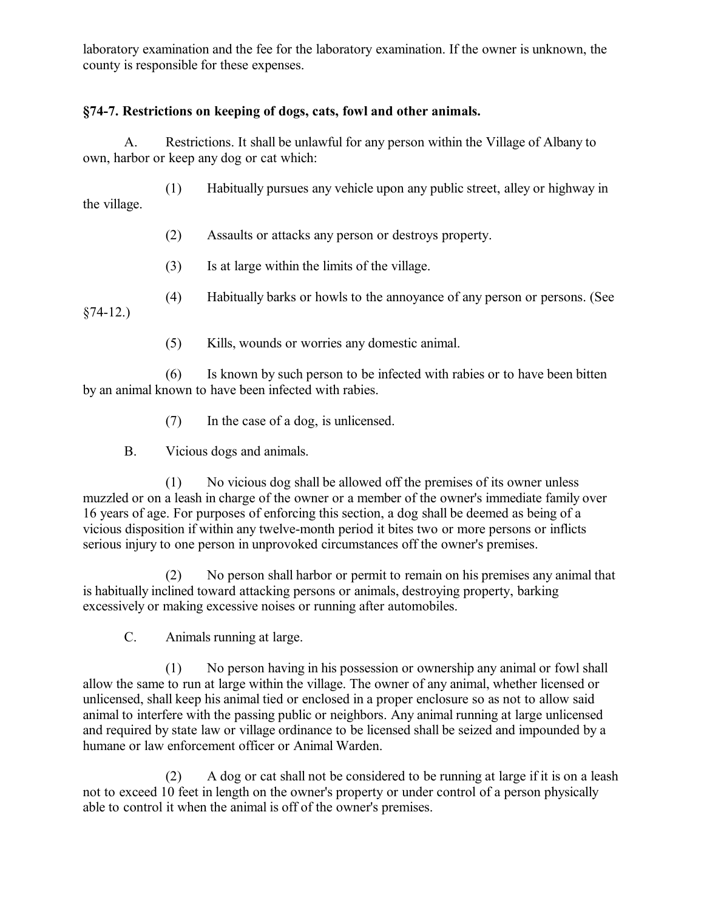laboratory examination and the fee for the laboratory examination. If the owner is unknown, the county is responsible for these expenses.

### §74-7. Restrictions on keeping of dogs, cats, fowl and other animals.

A. Restrictions. It shall be unlawful for any person within the Village of Albany to own, harbor or keep any dog or cat which:

(1) Habitually pursues any vehicle upon any public street, alley or highway in the village.

(2) Assaults or attacks any person or destroys property.

(3) Is at large within the limits of the village.

(4) Habitually barks or howls to the annoyance of any person or persons. (See §74-12.)

(5) Kills, wounds or worries any domestic animal.

(6) Is known by such person to be infected with rabies or to have been bitten by an animal known to have been infected with rabies.

(7) In the case of a dog, is unlicensed.

B. Vicious dogs and animals.

(1) No vicious dog shall be allowed off the premises of its owner unless muzzled or on a leash in charge of the owner or a member of the owner's immediate family over 16 years of age. For purposes of enforcing this section, a dog shall be deemed as being of a vicious disposition if within any twelve-month period it bites two or more persons or inflicts serious injury to one person in unprovoked circumstances off the owner's premises.

(2) No person shall harbor or permit to remain on his premises any animal that is habitually inclined toward attacking persons or animals, destroying property, barking excessively or making excessive noises or running after automobiles.

C. Animals running at large.

(1) No person having in his possession or ownership any animal or fowl shall allow the same to run at large within the village. The owner of any animal, whether licensed or unlicensed, shall keep his animal tied or enclosed in a proper enclosure so as not to allow said animal to interfere with the passing public or neighbors. Any animal running at large unlicensed and required by state law or village ordinance to be licensed shall be seized and impounded by a humane or law enforcement officer or Animal Warden.

(2) A dog or cat shall not be considered to be running at large if it is on a leash not to exceed 10 feet in length on the owner's property or under control of a person physically able to control it when the animal is off of the owner's premises.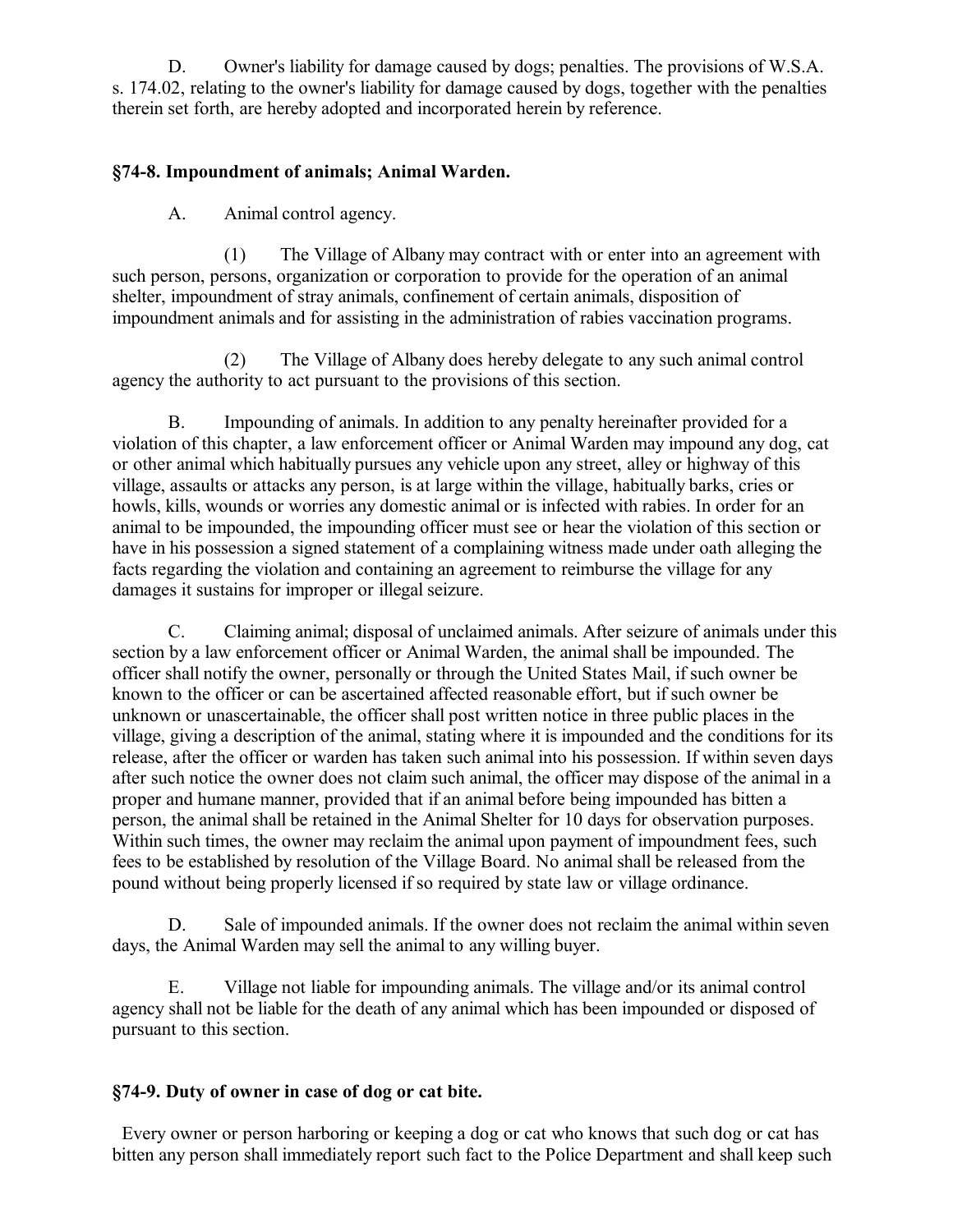D. Owner's liability for damage caused by dogs; penalties. The provisions of W.S.A. s. 174.02, relating to the owner's liability for damage caused by dogs, together with the penalties therein set forth, are hereby adopted and incorporated herein by reference.

**§74-8. Impoundment of animals; Animal Warden.**

A. Animal control agency.

(1) The Village of Albany may contract with or enter into an agreement with such person, persons, organization or corporation to provide for the operation of an animal shelter, impoundment of stray animals, confinement of certain animals, disposition of impoundment animals and for assisting in the administration of rabies vaccination programs.

(2) The Village of Albany does hereby delegate to any such animal control agency the authority to act pursuant to the provisions of this section.

B. Impounding of animals. In addition to any penalty hereinafter provided for a violation of this chapter, a law enforcement officer or Animal Warden may impound any dog, cat or other animal which habitually pursues any vehicle upon any street, alley or highway of this village, assaults or attacks any person, is at large within the village, habitually barks, cries or howls, kills, wounds or worries any domestic animal or is infected with rabies. In order for an animal to be impounded, the impounding officer must see or hear the violation of this section or have in his possession a signed statement of a complaining witness made under oath alleging the facts regarding the violation and containing an agreement to reimburse the village for any damages it sustains for improper or illegal seizure.

C. Claiming animal; disposal of unclaimed animals. After seizure of animals under this section by a law enforcement officer or Animal Warden, the animal shall be impounded. The officer shall notify the owner, personally or through the United States Mail, if such owner be known to the officer or can be ascertained affected reasonable effort, but if such owner be unknown or unascertainable, the officer shall post written notice in three public places in the village, giving a description of the animal, stating where it is impounded and the conditions for its release, after the officer or warden has taken such animal into his possession. If within seven days after such notice the owner does not claim such animal, the officer may dispose of the animal in a proper and humane manner, provided that if an animal before being impounded has bitten a person, the animal shall be retained in the Animal Shelter for 10 days for observation purposes. Within such times, the owner may reclaim the animal upon payment of impoundment fees, such fees to be established by resolution of the Village Board. No animal shall be released from the pound without being properly licensed if so required by state law or village ordinance.

D. Sale of impounded animals. If the owner does not reclaim the animal within seven days, the Animal Warden may sell the animal to any willing buyer.

E. Village not liable for impounding animals. The village and/or its animal control agency shall not be liable for the death of any animal which has been impounded or disposed of pursuant to this section.

**§74-9. Duty of owner in case of dog or cat bite.**

Every owner or person harboring or keeping a dog or cat who knows that such dog or cat has bitten any person shall immediately report such fact to the Police Department and shall keep such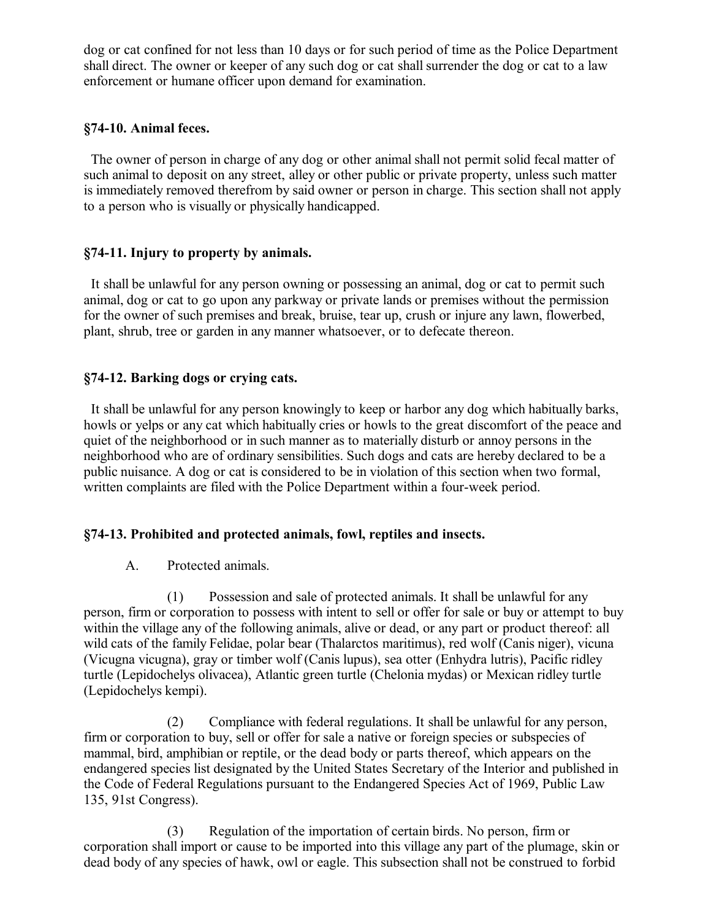dog or cat confined for not less than 10 days or for such period of time as the Police Department shall direct. The owner or keeper of any such dog or cat shall surrender the dog or cat to a law enforcement or humane officer upon demand for examination.

### §74-10. Animal feces.

The owner of person in charge of any dog or other animal shall not permit solid fecal matter of such animal to deposit on any street, alley or other public or private property, unless such matter is immediately removed therefrom by said owner or person in charge. This section shall not apply to a person who is visually or physically handicapped.

### §74-11. Injury to property by animals.

It shall be unlawful for any person owning or possessing an animal, dog or cat to permit such animal, dog or cat to go upon any parkway or private lands or premises without the permission for the owner of such premises and break, bruise, tear up, crush or injure any lawn, flowerbed, plant, shrub, tree or garden in any manner whatsoever, or to defecate thereon.

### §74-12. Barking dogs or crying cats.

It shall be unlawful for any person knowingly to keep or harbor any dog which habitually barks, howls or yelps or any cat which habitually cries or howls to the great discomfort of the peace and quiet of the neighborhood or in such manner as to materially disturb or annoy persons in the neighborhood who are of ordinary sensibilities. Such dogs and cats are hereby declared to be a public nuisance. A dog or cat is considered to be in violation of this section when two formal, written complaints are filed with the Police Department within a four-week period.

### §74-13. Prohibited and protected animals, fowl, reptiles and insects.

A. Protected animals.

(1) Possession and sale of protected animals. It shall be unlawful for any person, firm or corporation to possess with intent to sell or offer for sale or buy or attempt to buy within the village any of the following animals, alive or dead, or any part or product thereof: all wild cats of the family Felidae, polar bear (Thalarctos maritimus), red wolf (Canis niger), vicuna (Vicugna vicugna), gray or timber wolf (Canis lupus), sea otter (Enhydra lutris), Pacific ridley turtle (Lepidochelys olivacea), Atlantic green turtle (Chelonia mydas) or Mexican ridley turtle (Lepidochelys kempi).

(2) Compliance with federal regulations. It shall be unlawful for any person, firm or corporation to buy, sell or offer for sale a native or foreign species or subspecies of mammal, bird, amphibian or reptile, or the dead body or parts thereof, which appears on the endangered species list designated by the United States Secretary of the Interior and published in the Code of Federal Regulations pursuant to the Endangered Species Act of 1969, Public Law 135, 91st Congress).

(3) Regulation of the importation of certain birds. No person, firm or corporation shall import or cause to be imported into this village any part of the plumage, skin or dead body of any species of hawk, owl or eagle. This subsection shall not be construed to forbid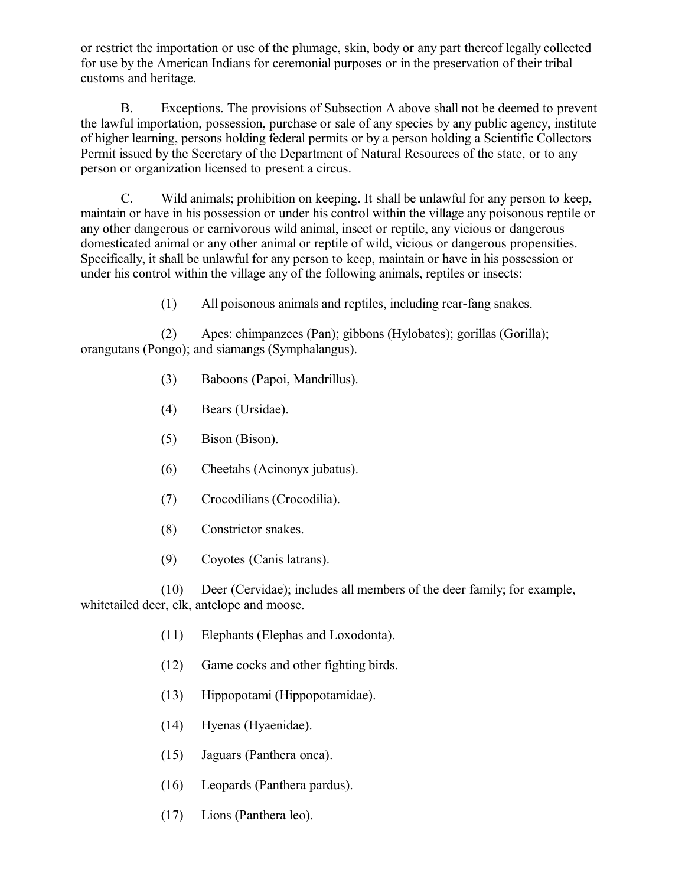or restrict the importation or use of the plumage, skin, body or any part thereof legally collected for use by the American Indians for ceremonial purposes or in the preservation of their tribal customs and heritage.

B. Exceptions. The provisions of Subsection A above shall not be deemed to prevent the lawful importation, possession, purchase or sale of any species by any public agency, institute of higher learning, persons holding federal permits or by a person holding a Scientific Collectors Permit issued by the Secretary of the Department of Natural Resources of the state, or to any person or organization licensed to present a circus.

C. Wild animals; prohibition on keeping. It shall be unlawful for any person to keep, maintain or have in his possession or under his control within the village any poisonous reptile or any other dangerous or carnivorous wild animal, insect or reptile, any vicious or dangerous domesticated animal or any other animal or reptile of wild, vicious or dangerous propensities. Specifically, it shall be unlawful for any person to keep, maintain or have in his possession or under his control within the village any of the following animals, reptiles or insects:

(1) All poisonous animals and reptiles, including rear-fang snakes.

(2) Apes: chimpanzees (Pan); gibbons (Hylobates); gorillas (Gorilla); orangutans (Pongo); and siamangs (Symphalangus).

(3) Baboons (Papoi, Mandrillus).

(4) Bears (Ursidae).

(5) Bison (Bison).

(6) Cheetahs (Acinonyx jubatus).

(7) Crocodilians (Crocodilia).

(8) Constrictor snakes.

(9) Coyotes (Canis latrans).

(10) Deer (Cervidae); includes all members of the deer family; for example, whitetailed deer, elk, antelope and moose.

(11) Elephants (Elephas and Loxodonta).

(12) Game cocks and other fighting birds.

(13) Hippopotami (Hippopotamidae).

(14) Hyenas (Hyaenidae).

(15) Jaguars (Panthera onca).

(16) Leopards (Panthera pardus).

(17) Lions (Panthera leo).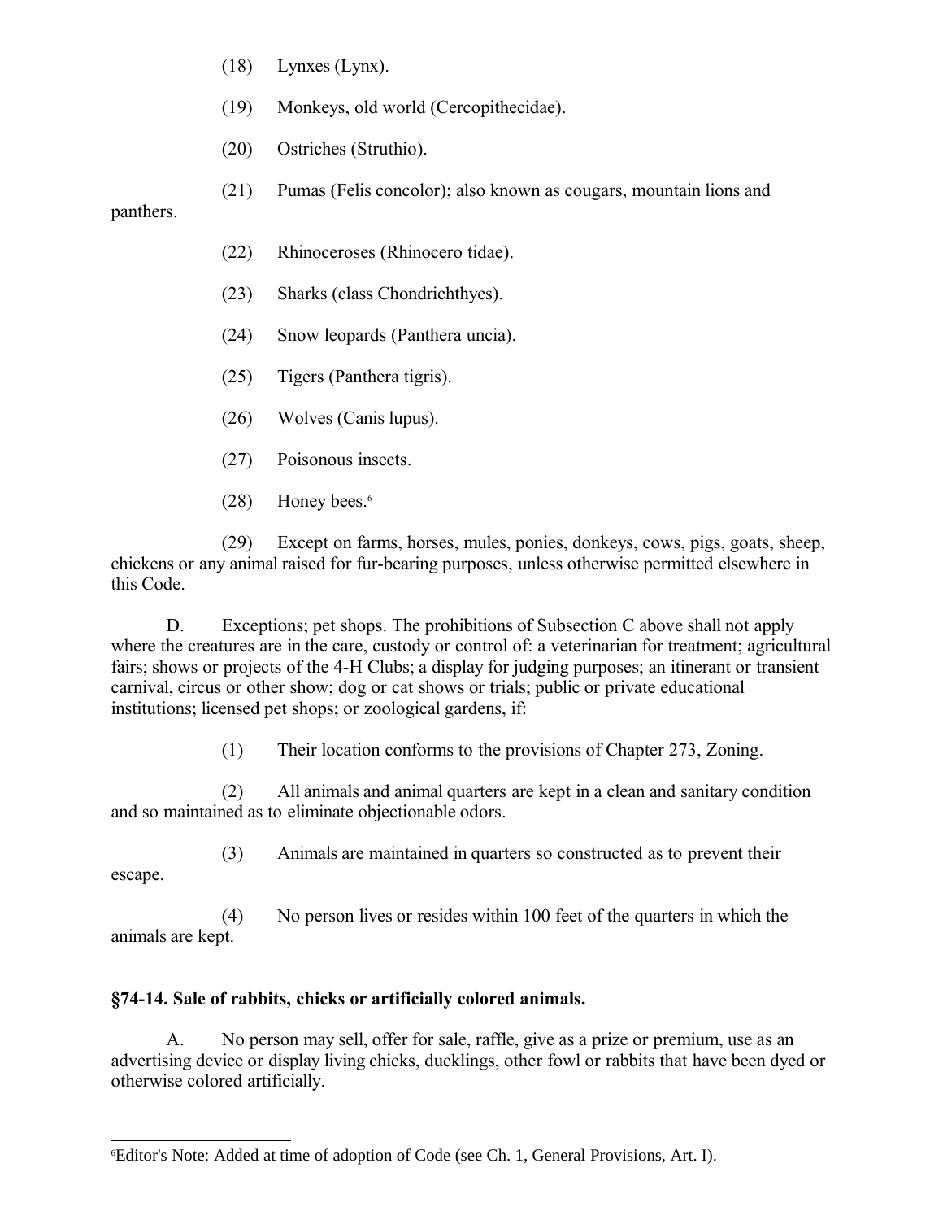(18) Lynxes (Lynx).

(19) Monkeys, old world (Cercopithecidae).

(20) Ostriches (Struthio).

(21) Pumas (Felis concolor); also known as cougars, mountain lions and panthers.

(22) Rhinoceroses (Rhinocero tidae).

(23) Sharks (class Chondrichthyes).

(24) Snow leopards (Panthera uncia).

(25) Tigers (Panthera tigris).

(26) Wolves (Canis lupus).

(27) Poisonous insects.

(28) Honey bees.[6]

(29) Except on farms, horses, mules, ponies, donkeys, cows, pigs, goats, sheep, chickens or any animal raised for fur-bearing purposes, unless otherwise permitted elsewhere in this Code.

D. Exceptions; pet shops. The prohibitions of Subsection C above shall not apply where the creatures are in the care, custody or control of: a veterinarian for treatment; agricultural fairs; shows or projects of the 4-H Clubs; a display for judging purposes; an itinerant or transient carnival, circus or other show; dog or cat shows or trials; public or private educational institutions; licensed pet shops; or zoological gardens, if:

(1) Their location conforms to the provisions of Chapter 273, Zoning.

(2) All animals and animal quarters are kept in a clean and sanitary condition and so maintained as to eliminate objectionable odors.

(3) Animals are maintained in quarters so constructed as to prevent their escape.

(4) No person lives or resides within 100 feet of the quarters in which the animals are kept.

**§74-14. Sale of rabbits, chicks or artificially colored animals.**

A. No person may sell, offer for sale, raffle, give as a prize or premium, use as an advertising device or display living chicks, ducklings, other fowl or rabbits that have been dyed or otherwise colored artificially.

---

[6] Editor's Note: Added at time of adoption of Code (see Ch. 1, General Provisions, Art. I).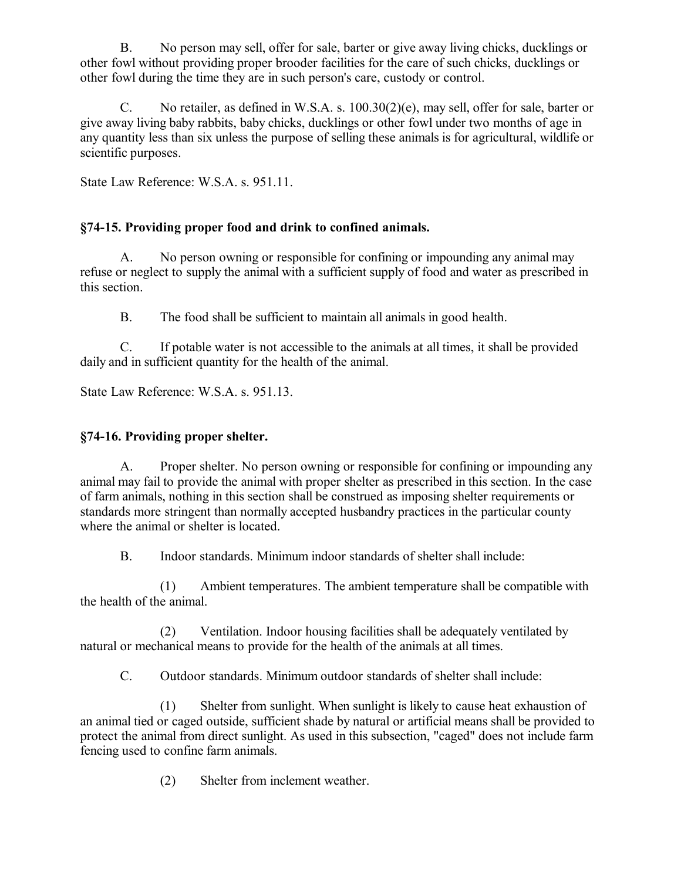B. No person may sell, offer for sale, barter or give away living chicks, ducklings or other fowl without providing proper brooder facilities for the care of such chicks, ducklings or other fowl during the time they are in such person's care, custody or control.

C. No retailer, as defined in W.S.A. s. 100.30(2)(e), may sell, offer for sale, barter or give away living baby rabbits, baby chicks, ducklings or other fowl under two months of age in any quantity less than six unless the purpose of selling these animals is for agricultural, wildlife or scientific purposes.

State Law Reference: W.S.A. s. 951.11.

### §74-15. Providing proper food and drink to confined animals.

A. No person owning or responsible for confining or impounding any animal may refuse or neglect to supply the animal with a sufficient supply of food and water as prescribed in this section.

B. The food shall be sufficient to maintain all animals in good health.

C. If potable water is not accessible to the animals at all times, it shall be provided daily and in sufficient quantity for the health of the animal.

State Law Reference: W.S.A. s. 951.13.

### §74-16. Providing proper shelter.

A. Proper shelter. No person owning or responsible for confining or impounding any animal may fail to provide the animal with proper shelter as prescribed in this section. In the case of farm animals, nothing in this section shall be construed as imposing shelter requirements or standards more stringent than normally accepted husbandry practices in the particular county where the animal or shelter is located.

B. Indoor standards. Minimum indoor standards of shelter shall include:

(1) Ambient temperatures. The ambient temperature shall be compatible with the health of the animal.

(2) Ventilation. Indoor housing facilities shall be adequately ventilated by natural or mechanical means to provide for the health of the animals at all times.

C. Outdoor standards. Minimum outdoor standards of shelter shall include:

(1) Shelter from sunlight. When sunlight is likely to cause heat exhaustion of an animal tied or caged outside, sufficient shade by natural or artificial means shall be provided to protect the animal from direct sunlight. As used in this subsection, "caged" does not include farm fencing used to confine farm animals.

(2) Shelter from inclement weather.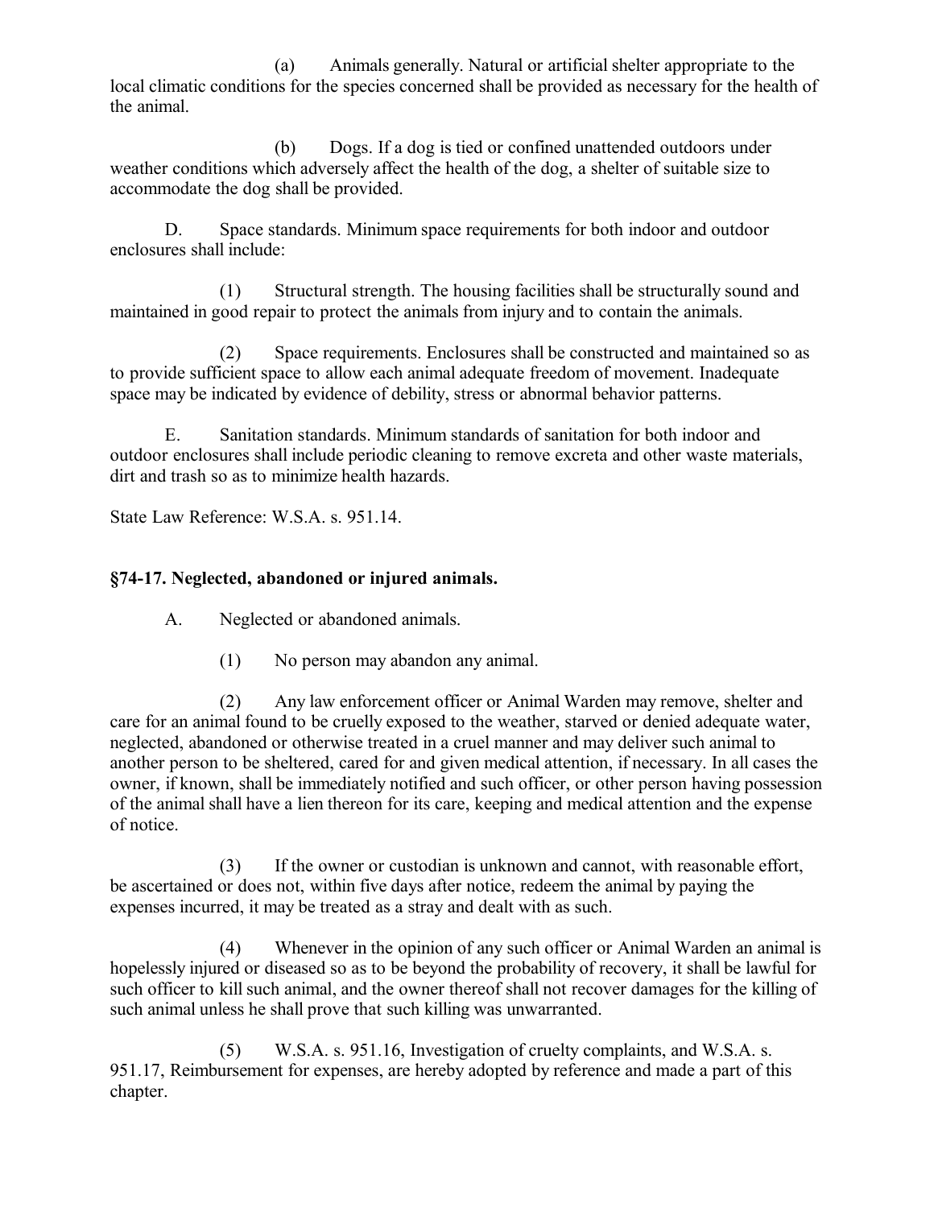(a) Animals generally. Natural or artificial shelter appropriate to the local climatic conditions for the species concerned shall be provided as necessary for the health of the animal.

(b) Dogs. If a dog is tied or confined unattended outdoors under weather conditions which adversely affect the health of the dog, a shelter of suitable size to accommodate the dog shall be provided.

D. Space standards. Minimum space requirements for both indoor and outdoor enclosures shall include:

(1) Structural strength. The housing facilities shall be structurally sound and maintained in good repair to protect the animals from injury and to contain the animals.

(2) Space requirements. Enclosures shall be constructed and maintained so as to provide sufficient space to allow each animal adequate freedom of movement. Inadequate space may be indicated by evidence of debility, stress or abnormal behavior patterns.

E. Sanitation standards. Minimum standards of sanitation for both indoor and outdoor enclosures shall include periodic cleaning to remove excreta and other waste materials, dirt and trash so as to minimize health hazards.

State Law Reference: W.S.A. s. 951.14.

### §74-17. Neglected, abandoned or injured animals.

A. Neglected or abandoned animals.

(1) No person may abandon any animal.

(2) Any law enforcement officer or Animal Warden may remove, shelter and care for an animal found to be cruelly exposed to the weather, starved or denied adequate water, neglected, abandoned or otherwise treated in a cruel manner and may deliver such animal to another person to be sheltered, cared for and given medical attention, if necessary. In all cases the owner, if known, shall be immediately notified and such officer, or other person having possession of the animal shall have a lien thereon for its care, keeping and medical attention and the expense of notice.

(3) If the owner or custodian is unknown and cannot, with reasonable effort, be ascertained or does not, within five days after notice, redeem the animal by paying the expenses incurred, it may be treated as a stray and dealt with as such.

(4) Whenever in the opinion of any such officer or Animal Warden an animal is hopelessly injured or diseased so as to be beyond the probability of recovery, it shall be lawful for such officer to kill such animal, and the owner thereof shall not recover damages for the killing of such animal unless he shall prove that such killing was unwarranted.

(5) W.S.A. s. 951.16, Investigation of cruelty complaints, and W.S.A. s. 951.17, Reimbursement for expenses, are hereby adopted by reference and made a part of this chapter.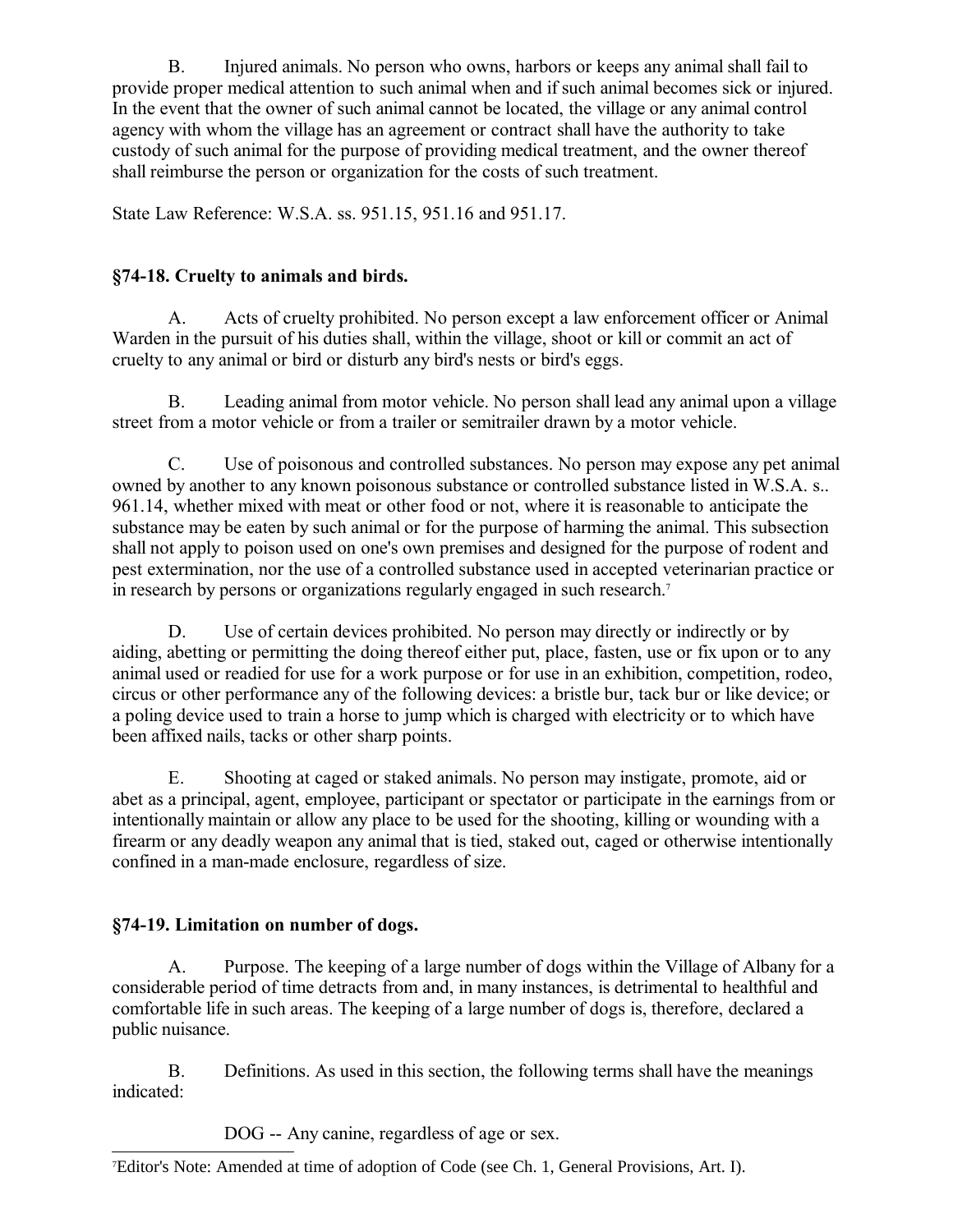B. Injured animals. No person who owns, harbors or keeps any animal shall fail to provide proper medical attention to such animal when and if such animal becomes sick or injured. In the event that the owner of such animal cannot be located, the village or any animal control agency with whom the village has an agreement or contract shall have the authority to take custody of such animal for the purpose of providing medical treatment, and the owner thereof shall reimburse the person or organization for the costs of such treatment.

State Law Reference: W.S.A. ss. 951.15, 951.16 and 951.17.

### §74-18. Cruelty to animals and birds.

A. Acts of cruelty prohibited. No person except a law enforcement officer or Animal Warden in the pursuit of his duties shall, within the village, shoot or kill or commit an act of cruelty to any animal or bird or disturb any bird's nests or bird's eggs.

B. Leading animal from motor vehicle. No person shall lead any animal upon a village street from a motor vehicle or from a trailer or semitrailer drawn by a motor vehicle.

C. Use of poisonous and controlled substances. No person may expose any pet animal owned by another to any known poisonous substance or controlled substance listed in W.S.A. s.. 961.14, whether mixed with meat or other food or not, where it is reasonable to anticipate the substance may be eaten by such animal or for the purpose of harming the animal. This subsection shall not apply to poison used on one's own premises and designed for the purpose of rodent and pest extermination, nor the use of a controlled substance used in accepted veterinarian practice or in research by persons or organizations regularly engaged in such research.[7]

D. Use of certain devices prohibited. No person may directly or indirectly or by aiding, abetting or permitting the doing thereof either put, place, fasten, use or fix upon or to any animal used or readied for use for a work purpose or for use in an exhibition, competition, rodeo, circus or other performance any of the following devices: a bristle bur, tack bur or like device; or a poling device used to train a horse to jump which is charged with electricity or to which have been affixed nails, tacks or other sharp points.

E. Shooting at caged or staked animals. No person may instigate, promote, aid or abet as a principal, agent, employee, participant or spectator or participate in the earnings from or intentionally maintain or allow any place to be used for the shooting, killing or wounding with a firearm or any deadly weapon any animal that is tied, staked out, caged or otherwise intentionally confined in a man-made enclosure, regardless of size.

### §74-19. Limitation on number of dogs.

A. Purpose. The keeping of a large number of dogs within the Village of Albany for a considerable period of time detracts from and, in many instances, is detrimental to healthful and comfortable life in such areas. The keeping of a large number of dogs is, therefore, declared a public nuisance.

B. Definitions. As used in this section, the following terms shall have the meanings indicated:

DOG -- Any canine, regardless of age or sex.

[7] Editor's Note: Amended at time of adoption of Code (see Ch. 1, General Provisions, Art. I).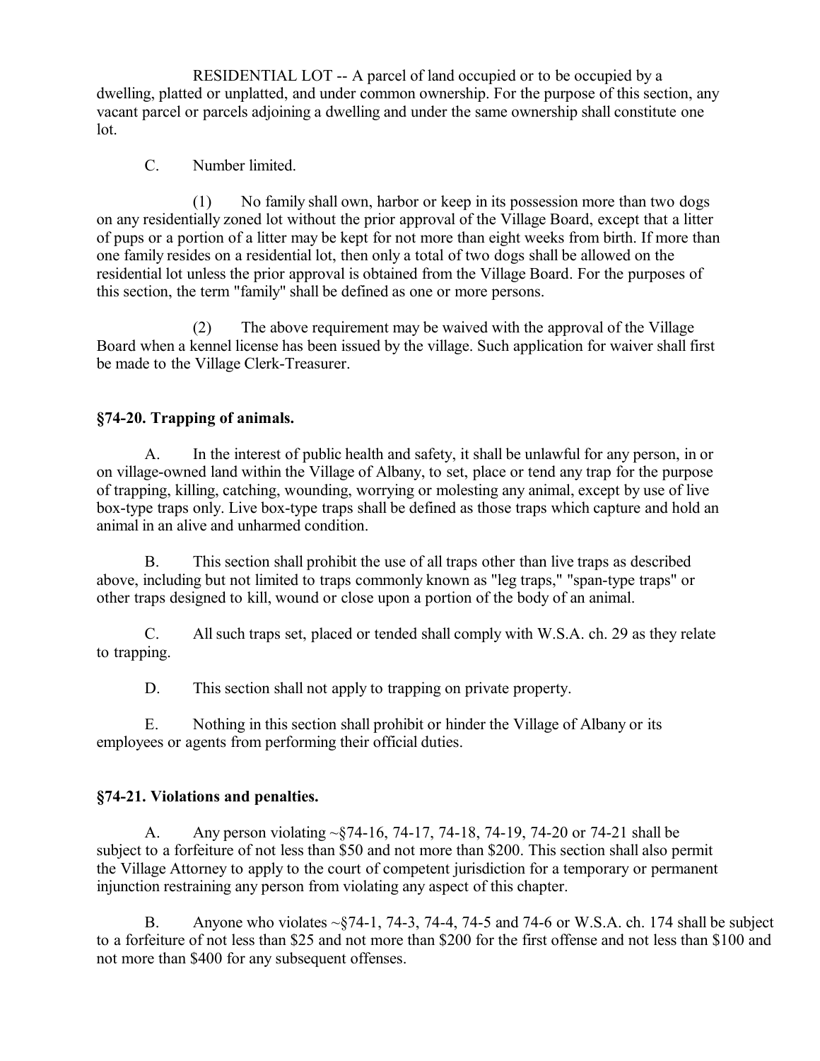RESIDENTIAL LOT -- A parcel of land occupied or to be occupied by a dwelling, platted or unplatted, and under common ownership. For the purpose of this section, any vacant parcel or parcels adjoining a dwelling and under the same ownership shall constitute one lot.

C. Number limited.

(1) No family shall own, harbor or keep in its possession more than two dogs on any residentially zoned lot without the prior approval of the Village Board, except that a litter of pups or a portion of a litter may be kept for not more than eight weeks from birth. If more than one family resides on a residential lot, then only a total of two dogs shall be allowed on the residential lot unless the prior approval is obtained from the Village Board. For the purposes of this section, the term "family" shall be defined as one or more persons.

(2) The above requirement may be waived with the approval of the Village Board when a kennel license has been issued by the village. Such application for waiver shall first be made to the Village Clerk-Treasurer.

### §74-20. Trapping of animals.

A. In the interest of public health and safety, it shall be unlawful for any person, in or on village-owned land within the Village of Albany, to set, place or tend any trap for the purpose of trapping, killing, catching, wounding, worrying or molesting any animal, except by use of live box-type traps only. Live box-type traps shall be defined as those traps which capture and hold an animal in an alive and unharmed condition.

B. This section shall prohibit the use of all traps other than live traps as described above, including but not limited to traps commonly known as "leg traps," "span-type traps" or other traps designed to kill, wound or close upon a portion of the body of an animal.

C. All such traps set, placed or tended shall comply with W.S.A. ch. 29 as they relate to trapping.

D. This section shall not apply to trapping on private property.

E. Nothing in this section shall prohibit or hinder the Village of Albany or its employees or agents from performing their official duties.

### §74-21. Violations and penalties.

A. Any person violating ~§74-16, 74-17, 74-18, 74-19, 74-20 or 74-21 shall be subject to a forfeiture of not less than $50 and not more than $200. This section shall also permit the Village Attorney to apply to the court of competent jurisdiction for a temporary or permanent injunction restraining any person from violating any aspect of this chapter.

B. Anyone who violates ~§74-1, 74-3, 74-4, 74-5 and 74-6 or W.S.A. ch. 174 shall be subject to a forfeiture of not less than $25 and not more than $200 for the first offense and not less than $100 and not more than $400 for any subsequent offenses.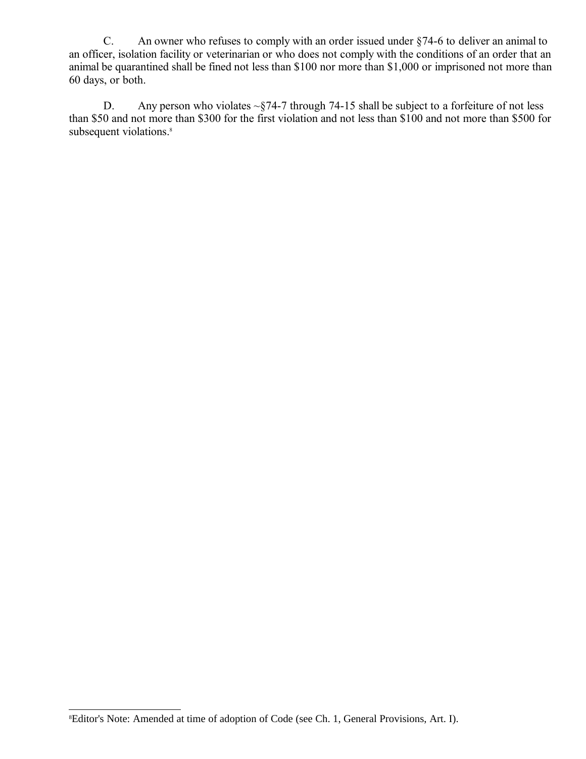C. An owner who refuses to comply with an order issued under §74-6 to deliver an animal to an officer, isolation facility or veterinarian or who does not comply with the conditions of an order that an animal be quarantined shall be fined not less than $100 nor more than $1,000 or imprisoned not more than 60 days, or both.

D. Any person who violates ~§74-7 through 74-15 shall be subject to a forfeiture of not less than $50 and not more than $300 for the first violation and not less than $100 and not more than $500 for subsequent violations.[8]

---

[8]Editor's Note: Amended at time of adoption of Code (see Ch. 1, General Provisions, Art. I).